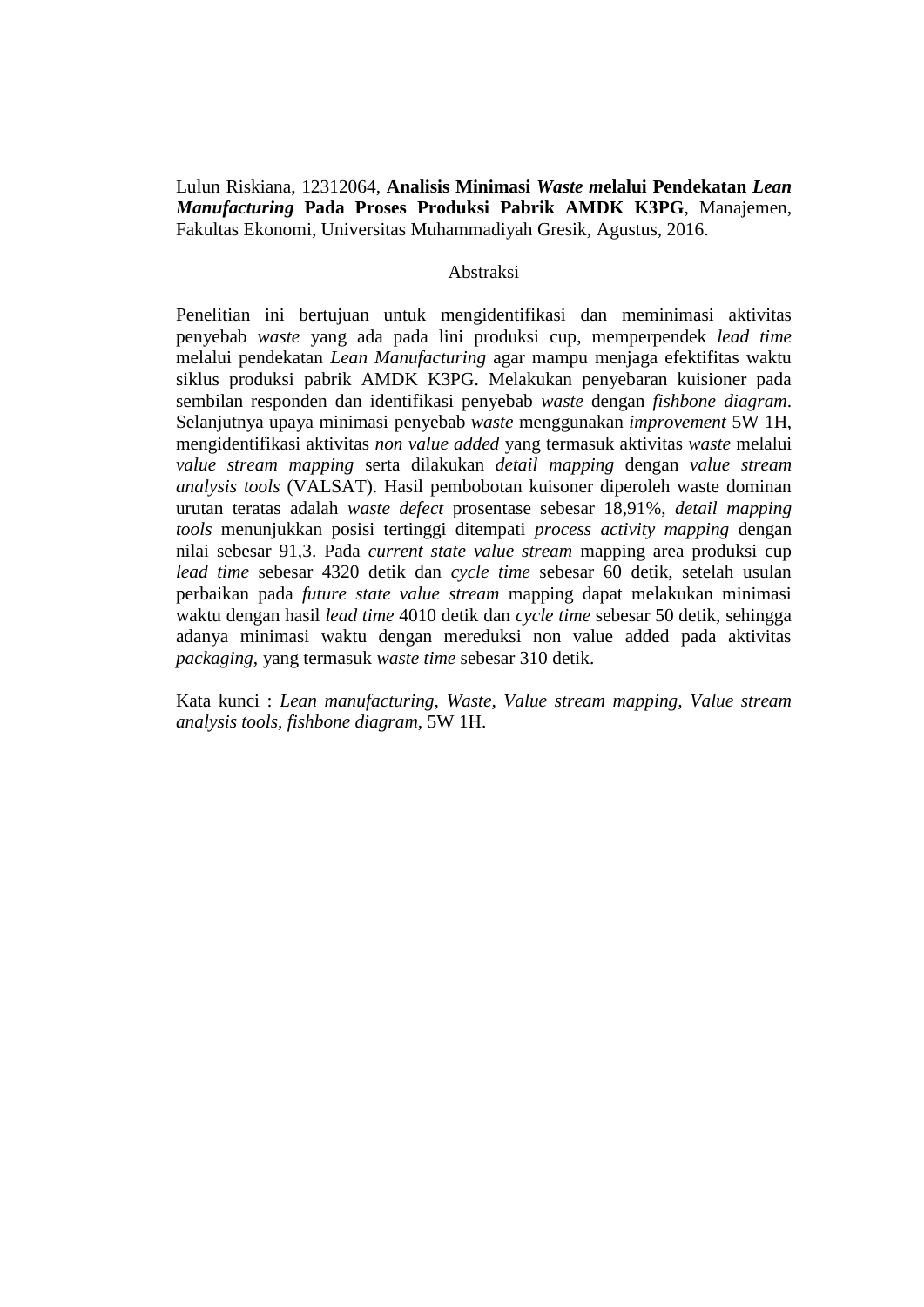Lulun Riskiana, 12312064, **Analisis Minimasi *Waste m*elalui Pendekatan *Lean Manufacturing* Pada Proses Produksi Pabrik AMDK K3PG**, Manajemen, Fakultas Ekonomi, Universitas Muhammadiyah Gresik, Agustus, 2016.

Abstraksi

Penelitian ini bertujuan untuk mengidentifikasi dan meminimasi aktivitas penyebab *waste* yang ada pada lini produksi cup, memperpendek *lead time* melalui pendekatan *Lean Manufacturing* agar mampu menjaga efektifitas waktu siklus produksi pabrik AMDK K3PG. Melakukan penyebaran kuisioner pada sembilan responden dan identifikasi penyebab *waste* dengan *fishbone diagram*. Selanjutnya upaya minimasi penyebab *waste* menggunakan *improvement* 5W 1H, mengidentifikasi aktivitas *non value added* yang termasuk aktivitas *waste* melalui *value stream mapping* serta dilakukan *detail mapping* dengan *value stream analysis tools* (VALSAT). Hasil pembobotan kuisoner diperoleh waste dominan urutan teratas adalah *waste defect* prosentase sebesar 18,91%, *detail mapping tools* menunjukkan posisi tertinggi ditempati *process activity mapping* dengan nilai sebesar 91,3. Pada *current state value stream* mapping area produksi cup *lead time* sebesar 4320 detik dan *cycle time* sebesar 60 detik, setelah usulan perbaikan pada *future state value stream* mapping dapat melakukan minimasi waktu dengan hasil *lead time* 4010 detik dan *cycle time* sebesar 50 detik, sehingga adanya minimasi waktu dengan mereduksi non value added pada aktivitas *packaging*, yang termasuk *waste time* sebesar 310 detik.

Kata kunci : *Lean manufacturing, Waste, Value stream mapping, Value stream analysis tools, fishbone diagram*, 5W 1H.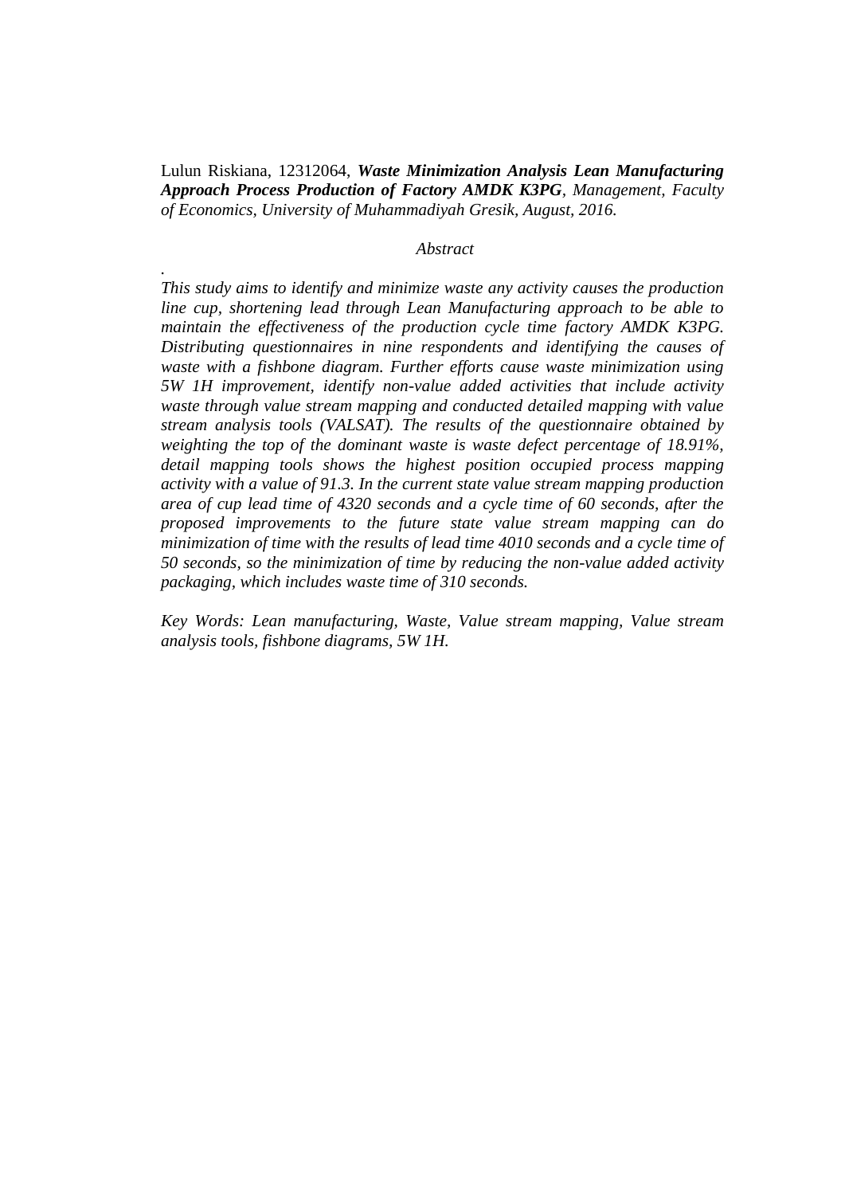Lulun Riskiana, 12312064, ***Waste Minimization Analysis Lean Manufacturing Approach Process Production of Factory AMDK K3PG***, *Management, Faculty of Economics, University of Muhammadiyah Gresik, August, 2016.*

*Abstract*

.

*This study aims to identify and minimize waste any activity causes the production line cup, shortening lead through Lean Manufacturing approach to be able to maintain the effectiveness of the production cycle time factory AMDK K3PG. Distributing questionnaires in nine respondents and identifying the causes of waste with a fishbone diagram. Further efforts cause waste minimization using 5W 1H improvement, identify non-value added activities that include activity waste through value stream mapping and conducted detailed mapping with value stream analysis tools (VALSAT). The results of the questionnaire obtained by weighting the top of the dominant waste is waste defect percentage of 18.91%, detail mapping tools shows the highest position occupied process mapping activity with a value of 91.3. In the current state value stream mapping production area of cup lead time of 4320 seconds and a cycle time of 60 seconds, after the proposed improvements to the future state value stream mapping can do minimization of time with the results of lead time 4010 seconds and a cycle time of 50 seconds, so the minimization of time by reducing the non-value added activity packaging, which includes waste time of 310 seconds.*

*Key Words: Lean manufacturing, Waste, Value stream mapping, Value stream analysis tools, fishbone diagrams, 5W 1H.*